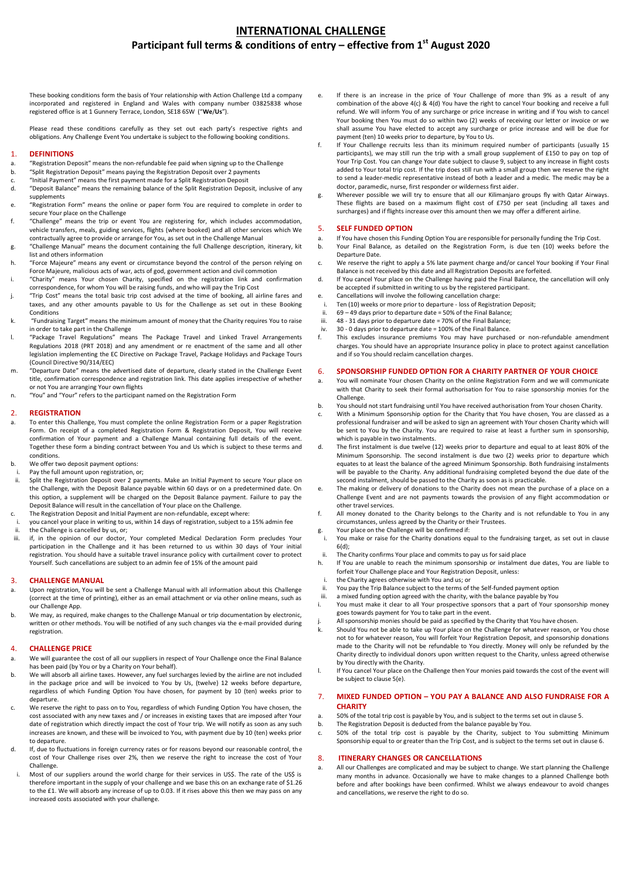# INTERNATIONAL CHALLENGE

## Participant full terms & conditions of entry – effective from 1st August 2020

These booking conditions form the basis of Your relationship with Action Challenge Ltd a company incorporated and registered in England and Wales with company number 03825838 whose registered office is at 1 Gunnery Terrace, London, SE18 6SW ("**We/Us**").

Please read these conditions carefully as they set out each party's respective rights and obligations. Any Challenge Event You undertake is subject to the following booking conditions.

### 1. DEFINITIONS

a. "Registration Deposit" means the non-refundable fee paid when signing up to the Challenge
b. "Split Registration Deposit" means paying the Registration Deposit over 2 payments
c. "Initial Payment" means the first payment made for a Split Registration Deposit
d. "Deposit Balance" means the remaining balance of the Split Registration Deposit, inclusive of any supplements
e. "Registration Form" means the online or paper form You are required to complete in order to secure Your place on the Challenge
f. "Challenge" means the trip or event You are registering for, which includes accommodation, vehicle transfers, meals, guiding services, flights (where booked) and all other services which We contractually agree to provide or arrange for You, as set out in the Challenge Manual
g. "Challenge Manual" means the document containing the full Challenge description, itinerary, kit list and others information
h. "Force Majeure" means any event or circumstance beyond the control of the person relying on Force Majeure, malicious acts of war, acts of god, government action and civil commotion
i. "Charity" means Your chosen Charity, specified on the registration link and confirmation correspondence, for whom You will be raising funds, and who will pay the Trip Cost
j. "Trip Cost" means the total basic trip cost advised at the time of booking, all airline fares and taxes, and any other amounts payable to Us for the Challenge as set out in these Booking Conditions
k. "Fundraising Target" means the minimum amount of money that the Charity requires You to raise in order to take part in the Challenge
l. "Package Travel Regulations" means The Package Travel and Linked Travel Arrangements Regulations 2018 (PRT 2018) and any amendment or re enactment of the same and all other legislation implementing the EC Directive on Package Travel, Package Holidays and Package Tours (Council Directive 90/314/EEC)
m. "Departure Date" means the advertised date of departure, clearly stated in the Challenge Event title, confirmation correspondence and registration link. This date applies irrespective of whether or not You are arranging Your own flights
n. "You" and "Your" refers to the participant named on the Registration Form

### 2. REGISTRATION

a. To enter this Challenge, You must complete the online Registration Form or a paper Registration Form. On receipt of a completed Registration Form & Registration Deposit, You will receive confirmation of Your payment and a Challenge Manual containing full details of the event. Together these form a binding contract between You and Us which is subject to these terms and conditions.
b. We offer two deposit payment options:
   i. Pay the full amount upon registration, or;
   ii. Split the Registration Deposit over 2 payments. Make an Initial Payment to secure Your place on the Challenge, with the Deposit Balance payable within 60 days or on a predetermined date. On this option, a supplement will be charged on the Deposit Balance payment. Failure to pay the Deposit Balance will result in the cancellation of Your place on the Challenge.
c. The Registration Deposit and Initial Payment are non-refundable, except where:
   i. you cancel your place in writing to us, within 14 days of registration, subject to a 15% admin fee
   ii. the Challenge is cancelled by us, or;
   iii. if, in the opinion of our doctor, Your completed Medical Declaration Form precludes Your participation in the Challenge and it has been returned to us within 30 days of Your initial registration. You should have a suitable travel insurance policy with curtailment cover to protect Yourself. Such cancellations are subject to an admin fee of 15% of the amount paid

### 3. CHALLENGE MANUAL

a. Upon registration, You will be sent a Challenge Manual with all information about this Challenge (correct at the time of printing), either as an email attachment or via other online means, such as our Challenge App.
b. We may, as required, make changes to the Challenge Manual or trip documentation by electronic, written or other methods. You will be notified of any such changes via the e-mail provided during registration.

### 4. CHALLENGE PRICE

a. We will guarantee the cost of all our suppliers in respect of Your Challenge once the Final Balance has been paid (by You or by a Charity on Your behalf).
b. We will absorb all airline taxes. However, any fuel surcharges levied by the airline are not included in the package price and will be invoiced to You by Us, (twelve) 12 weeks before departure, regardless of which Funding Option You have chosen, for payment by 10 (ten) weeks prior to departure.
c. We reserve the right to pass on to You, regardless of which Funding Option You have chosen, the cost associated with any new taxes and / or increases in existing taxes that are imposed after Your date of registration which directly impact the cost of Your trip. We will notify as soon as any such increases are known, and these will be invoiced to You, with payment due by 10 (ten) weeks prior to departure.
d. If, due to fluctuations in foreign currency rates or for reasons beyond our reasonable control, the cost of Your Challenge rises over 2%, then we reserve the right to increase the cost of Your Challenge.
   i. Most of our suppliers around the world charge for their services in US$. The rate of the US$ is therefore important in the supply of your challenge and we base this on an exchange rate of $1.26 to the £1. We will absorb any increase of up to 0.03. If it rises above this then we may pass on any increased costs associated with your challenge.
e. If there is an increase in the price of Your Challenge of more than 9% as a result of any combination of the above 4(c) & 4(d) You have the right to cancel Your booking and receive a full refund. We will inform You of any surcharge or price increase in writing and if You wish to cancel Your booking then You must do so within two (2) weeks of receiving our letter or invoice or we shall assume You have elected to accept any surcharge or price increase and will be due for payment (ten) 10 weeks prior to departure, by You to Us.
f. If Your Challenge recruits less than its minimum required number of participants (usually 15 participants), we may still run the trip with a small group supplement of £150 to pay on top of Your Trip Cost. You can change Your date subject to clause 9, subject to any increase in flight costs added to Your total trip cost. If the trip does still run with a small group then we reserve the right to send a leader-medic representative instead of both a leader and a medic. The medic may be a doctor, paramedic, nurse, first responder or wilderness first aider.
g. Wherever possible we will try to ensure that all our Kilimanjaro groups fly with Qatar Airways. These flights are based on a maximum flight cost of £750 per seat (including all taxes and surcharges) and if flights increase over this amount then we may offer a different airline.

### 5. SELF FUNDED OPTION

a. If You have chosen this Funding Option You are responsible for personally funding the Trip Cost.
b. Your Final Balance, as detailed on the Registration Form, is due ten (10) weeks before the Departure Date.
c. We reserve the right to apply a 5% late payment charge and/or cancel Your booking if Your Final Balance is not received by this date and all Registration Deposits are forfeited.
d. If You cancel Your place on the Challenge having paid the Final Balance, the cancellation will only be accepted if submitted in writing to us by the registered participant.
e. Cancellations will involve the following cancellation charge:
   i. Ten (10) weeks or more prior to departure - loss of Registration Deposit;
   ii. 69 – 49 days prior to departure date = 50% of the Final Balance;
   iii. 48 - 31 days prior to departure date = 70% of the Final Balance;
   iv. 30 - 0 days prior to departure date = 100% of the Final Balance.
f. This excludes insurance premiums You may have purchased or non-refundable amendment charges. You should have an appropriate Insurance policy in place to protect against cancellation and if so You should reclaim cancellation charges.

### 6. SPONSORSHIP FUNDED OPTION FOR A CHARITY PARTNER OF YOUR CHOICE

a. You will nominate Your chosen Charity on the online Registration Form and we will communicate with that Charity to seek their formal authorisation for You to raise sponsorship monies for the Challenge.
b. You should not start fundraising until You have received authorisation from Your chosen Charity.
c. With a Minimum Sponsorship option for the Charity that You have chosen, You are classed as a professional fundraiser and will be asked to sign an agreement with Your chosen Charity which will be sent to You by the Charity. You are required to raise at least a further sum in sponsorship, which is payable in two instalments.
d. The first instalment is due twelve (12) weeks prior to departure and equal to at least 80% of the Minimum Sponsorship. The second instalment is due two (2) weeks prior to departure which equates to at least the balance of the agreed Minimum Sponsorship. Both fundraising instalments will be payable to the Charity. Any additional fundraising completed beyond the due date of the second instalment, should be passed to the Charity as soon as is practicable.
e. The making or delivery of donations to the Charity does not mean the purchase of a place on a Challenge Event and are not payments towards the provision of any flight accommodation or other travel services.
f. All money donated to the Charity belongs to the Charity and is not refundable to You in any circumstances, unless agreed by the Charity or their Trustees.
g. Your place on the Challenge will be confirmed if:
   i. You make or raise for the Charity donations equal to the fundraising target, as set out in clause 6(d);
   ii. The Charity confirms Your place and commits to pay us for said place
h. If You are unable to reach the minimum sponsorship or instalment due dates, You are liable to forfeit Your Challenge place and Your Registration Deposit, unless:
   i. the Charity agrees otherwise with You and us; or
   ii. You pay the Trip Balance subject to the terms of the Self-funded payment option
   iii. a mixed funding option agreed with the charity, with the balance payable by You
i. You must make it clear to all Your prospective sponsors that a part of Your sponsorship money goes towards payment for You to take part in the event.
j. All sponsorship monies should be paid as specified by the Charity that You have chosen.
k. Should You not be able to take up Your place on the Challenge for whatever reason, or You chose not to for whatever reason, You will forfeit Your Registration Deposit, and sponsorship donations made to the Charity will not be refundable to You directly. Money will only be refunded by the Charity directly to individual donors upon written request to the Charity, unless agreed otherwise by You directly with the Charity.
l. If You cancel Your place on the Challenge then Your monies paid towards the cost of the event will be subject to clause 5(e).

### 7. MIXED FUNDED OPTION – YOU PAY A BALANCE AND ALSO FUNDRAISE FOR A CHARITY

a. 50% of the total trip cost is payable by You, and is subject to the terms set out in clause 5.
b. The Registration Deposit is deducted from the balance payable by You.
c. 50% of the total trip cost is payable by the Charity, subject to You submitting Minimum Sponsorship equal to or greater than the Trip Cost, and is subject to the terms set out in clause 6.

### 8. ITINERARY CHANGES OR CANCELLATIONS

a. All our Challenges are complicated and may be subject to change. We start planning the Challenge many months in advance. Occasionally we have to make changes to a planned Challenge both before and after bookings have been confirmed. Whilst we always endeavour to avoid changes and cancellations, we reserve the right to do so.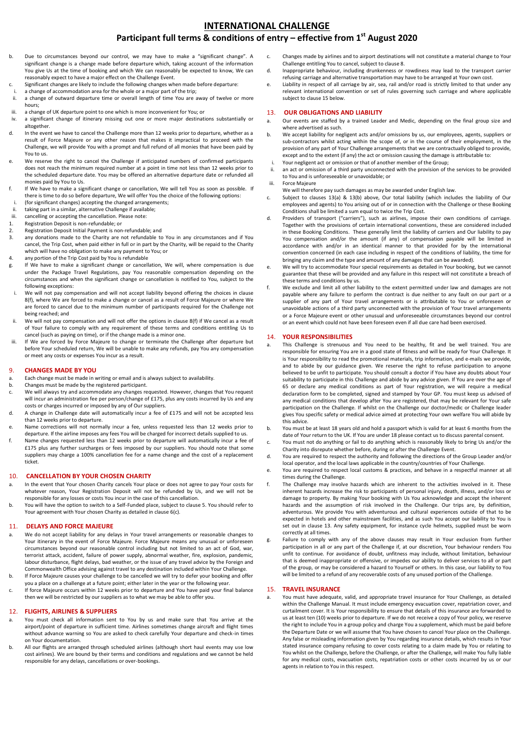# INTERNATIONAL CHALLENGE

## Participant full terms & conditions of entry – effective from 1st August 2020

b. Due to circumstances beyond our control, we may have to make a "significant change". A significant change is a change made before departure which, taking account of the information You give Us at the time of booking and which We can reasonably be expected to know, We can reasonably expect to have a major effect on the Challenge Event.

c. Significant changes are likely to include the following changes when made before departure:
   i. a change of accommodation area for the whole or a major part of the trip;
   ii. a change of outward departure time or overall length of time You are away of twelve or more hours;
   iii. a change of UK departure point to one which is more inconvenient for You; or
   iv. a significant change of itinerary missing out one or more major destinations substantially or altogether.

d. In the event we have to cancel the Challenge more than 12 weeks prior to departure, whether as a result of Force Majeure or any other reason that makes it impractical to proceed with the Challenge, we will provide You with a prompt and full refund of all monies that have been paid by You to us.

e. We reserve the right to cancel the Challenge if anticipated numbers of confirmed participants does not reach the minimum required number at a point in time not less than 12 weeks prior to the scheduled departure date. You may be offered an alternative departure date or refunded all monies paid by You to Us.

f. If We have to make a significant change or cancellation, We will tell You as soon as possible. If there is time to do so before departure, We will offer You the choice of the following options:
   i. (for significant changes) accepting the changed arrangements;
   ii. taking part in a similar, alternative Challenge if available;
   iii. cancelling or accepting the cancellation. Please note:
   1. Registration Deposit is non-refundable; or
   2. Registration Deposit Initial Payment is non-refundable; and
   3. any donations made to the Charity are not refundable to You in any circumstances and if You cancel, the Trip Cost, when paid either in full or in part by the Charity, will be repaid to the Charity which will have no obligation to make any payment to You; or
   4. any portion of the Trip Cost paid by You is refundable

g. If We have to make a significant change or cancellation, We will, where compensation is due under the Package Travel Regulations, pay You reasonable compensation depending on the circumstances and when the significant change or cancellation is notified to You, subject to the following exceptions:
   i. We will not pay compensation and will not accept liability beyond offering the choices in clause 8(f), where We are forced to make a change or cancel as a result of Force Majeure or where We are forced to cancel due to the minimum number of participants required for the Challenge not being reached; and
   ii. We will not pay compensation and will not offer the options in clause 8(f) if We cancel as a result of Your failure to comply with any requirement of these terms and conditions entitling Us to cancel (such as paying on time), or if the change made is a minor one.
   iii. If We are forced by Force Majeure to change or terminate the Challenge after departure but before Your scheduled return, We will be unable to make any refunds, pay You any compensation or meet any costs or expenses You incur as a result.

### 9. CHANGES MADE BY YOU

a. Each change must be made in writing or email and is always subject to availability.

b. Changes must be made by the registered participant.

c. We will always try and accommodate any changes requested. However, changes that You request will incur an administration fee per person/change of £175, plus any costs incurred by Us and any costs or charges incurred or imposed by any of Our suppliers.

d. A change in Challenge date will automatically incur a fee of £175 and will not be accepted less than 12 weeks prior to departure.

e. Name corrections will not normally incur a fee, unless requested less than 12 weeks prior to departure. If the airline imposes any fees You will be charged for incorrect details supplied to us.

f. Name changes requested less than 12 weeks prior to departure will automatically incur a fee of £175 plus any further surcharges or fees imposed by our suppliers. You should note that some suppliers may charge a 100% cancellation fee for a name change and the cost of a replacement ticket.

### 10. CANCELLATION BY YOUR CHOSEN CHARITY

a. In the event that Your chosen Charity cancels Your place or does not agree to pay Your costs for whatever reason, Your Registration Deposit will not be refunded by Us, and we will not be responsible for any losses or costs You incur in the case of this cancellation.

b. You will have the option to switch to a Self-Funded place, subject to clause 5. You should refer to Your agreement with Your chosen Charity as detailed in clause 6(c).

### 11. DELAYS AND FORCE MAJEURE

a. We do not accept liability for any delays in Your travel arrangements or reasonable changes to Your itinerary in the event of Force Majeure. Force Majeure means any unusual or unforeseen circumstances beyond our reasonable control including but not limited to an act of God, war, terrorist attack, accident, failure of power supply, abnormal weather, fire, explosion, pandemic, labour disturbance, flight delays, bad weather, or the issue of any travel advice by the Foreign and Commonwealth Office advising against travel to any destination included within Your Challenge.

b. If Force Majeure causes your challenge to be cancelled we will try to defer your booking and offer you a place on a challenge at a future point; either later in the year or the following year.

c. If force Majeure occurs within 12 weeks prior to departure and You have paid your final balance then we will be restricted by our suppliers as to what we may be able to offer you.

### 12. FLIGHTS, AIRLINES & SUPPLIERS

a. You must check all information sent to You by us and make sure that You arrive at the airport/point of departure in sufficient time. Airlines sometimes change aircraft and flight times without advance warning so You are asked to check carefully Your departure and check-in times on Your documentation.

b. All our flights are arranged through scheduled airlines (although short haul events may use low cost airlines). We are bound by their terms and conditions and regulations and we cannot be held responsible for any delays, cancellations or over-bookings.

c. Changes made by airlines and to airport destinations will not constitute a material change to Your Challenge entitling You to cancel, subject to clause 8.

d. Inappropriate behaviour, including drunkenness or rowdiness may lead to the transport carrier refusing carriage and alternative transportation may have to be arranged at Your own cost.

e. Liability in respect of all carriage by air, sea, rail and/or road is strictly limited to that under any relevant international convention or set of rules governing such carriage and where applicable subject to clause 15 below.

### 13. OUR OBLIGATIONS AND LIABILITY

a. Our events are staffed by a trained Leader and Medic, depending on the final group size and where advertised as such.

b. We accept liability for negligent acts and/or omissions by us, our employees, agents, suppliers or sub-contractors whilst acting within the scope of, or in the course of their employment, in the provision of any part of Your Challenge arrangements that we are contractually obliged to provide, except and to the extent (if any) the act or omission causing the damage is attributable to:
   i. Your negligent act or omission or that of another member of the Group;
   ii. an act or omission of a third party unconnected with the provision of the services to be provided to You and is unforeseeable or unavoidable; or
   iii. Force Majeure

   We will therefore pay such damages as may be awarded under English law.

c. Subject to clauses 13(a) & 13(b) above, Our total liability (which includes the liability of Our employees and agents) to You arising out of or in connection with the Challenge or these Booking Conditions shall be limited a sum equal to twice the Trip Cost.

d. Providers of transport ("carriers"), such as airlines, impose their own conditions of carriage. Together with the provisions of certain international conventions, these are considered included in these Booking Conditions. These generally limit the liability of carriers and Our liability to pay You compensation and/or the amount (if any) of compensation payable will be limited in accordance with and/or in an identical manner to that provided for by the international convention concerned (in each case including in respect of the conditions of liability, the time for bringing any claim and the type and amount of any damages that can be awarded).

e. We will try to accommodate Your special requirements as detailed in Your booking, but we cannot guarantee that these will be provided and any failure in this respect will not constitute a breach of these terms and conditions by us.

f. We exclude and limit all other liability to the extent permitted under law and damages are not payable where any failure to perform the contract is due neither to any fault on our part or a supplier of any part of Your travel arrangements or is attributable to You or unforeseen or unavoidable actions of a third party unconnected with the provision of Your travel arrangements or a Force Majeure event or other unusual and unforeseeable circumstances beyond our control or an event which could not have been foreseen even if all due care had been exercised.

### 14. YOUR RESPONSIBILITIES

a. This Challenge is strenuous and You need to be healthy, fit and be well trained. You are responsible for ensuring You are in a good state of fitness and will be ready for Your Challenge. It is Your responsibility to read the promotional materials, trip information, and e-mails we provide, and to abide by our guidance given. We reserve the right to refuse participation to anyone believed to be unfit to participate. You should consult a doctor if You have any doubts about Your suitability to participate in this Challenge and abide by any advice given. If You are over the age of 65 or declare any medical conditions as part of Your registration, we will require a medical declaration form to be completed, signed and stamped by Your GP. You must keep us advised of any medical conditions that develop after You are registered, that may be relevant for Your safe participation on the Challenge. If whilst on the Challenge our doctor/medic or Challenge leader gives You specific safety or medical advice aimed at protecting Your own welfare You will abide by this advice.

b. You must be at least 18 years old and hold a passport which is valid for at least 6 months from the date of Your return to the UK. If You are under 18 please contact us to discuss parental consent.

c. You must not do anything or fail to do anything which is reasonably likely to bring Us and/or the Charity into disrepute whether before, during or after the Challenge Event.

d. You are required to respect the authority and following the directions of the Group Leader and/or local operator, and the local laws applicable in the country/countries of Your Challenge.

e. You are required to respect local customs & practices, and behave in a respectful manner at all times during the Challenge.

f. The Challenge may involve hazards which are inherent to the activities involved in it. These inherent hazards increase the risk to participants of personal injury, death, illness, and/or loss or damage to property. By making Your booking with Us You acknowledge and accept the inherent hazards and the assumption of risk involved in the Challenge. Our trips are, by definition, adventurous. We provide You with adventurous and cultural experiences outside of that to be expected in hotels and other mainstream facilities, and as such You accept our liability to You is set out in clause 13. Any safety equipment, for instance cycle helmets, supplied must be worn correctly at all times.

g. Failure to comply with any of the above clauses may result in Your exclusion from further participation in all or any part of the Challenge if, at our discretion, Your behaviour renders You unfit to continue. For avoidance of doubt, unfitness may include, without limitation, behaviour that is deemed inappropriate or offensive, or impedes our ability to deliver services to all or part of the group, or may be considered a hazard to Yourself or others. In this case, our liability to You will be limited to a refund of any recoverable costs of any unused portion of the Challenge.

### 15. TRAVEL INSURANCE

a. You must have adequate, valid, and appropriate travel insurance for Your Challenge, as detailed within the Challenge Manual. It must include emergency evacuation cover, repatriation cover, and curtailment cover. It is Your responsibility to ensure that details of this insurance are forwarded to us at least ten (10) weeks prior to departure. If we do not receive a copy of Your policy, we reserve the right to include You in a group policy and charge You a supplement, which must be paid before the Departure Date or we will assume that You have chosen to cancel Your place on the Challenge. Any false or misleading information given by You regarding insurance details, which results in Your stated insurance company refusing to cover costs relating to a claim made by You or relating to You whilst on the Challenge, before the Challenge, or after the Challenge, will make You fully liable for any medical costs, evacuation costs, repatriation costs or other costs incurred by us or our agents in relation to You in this respect.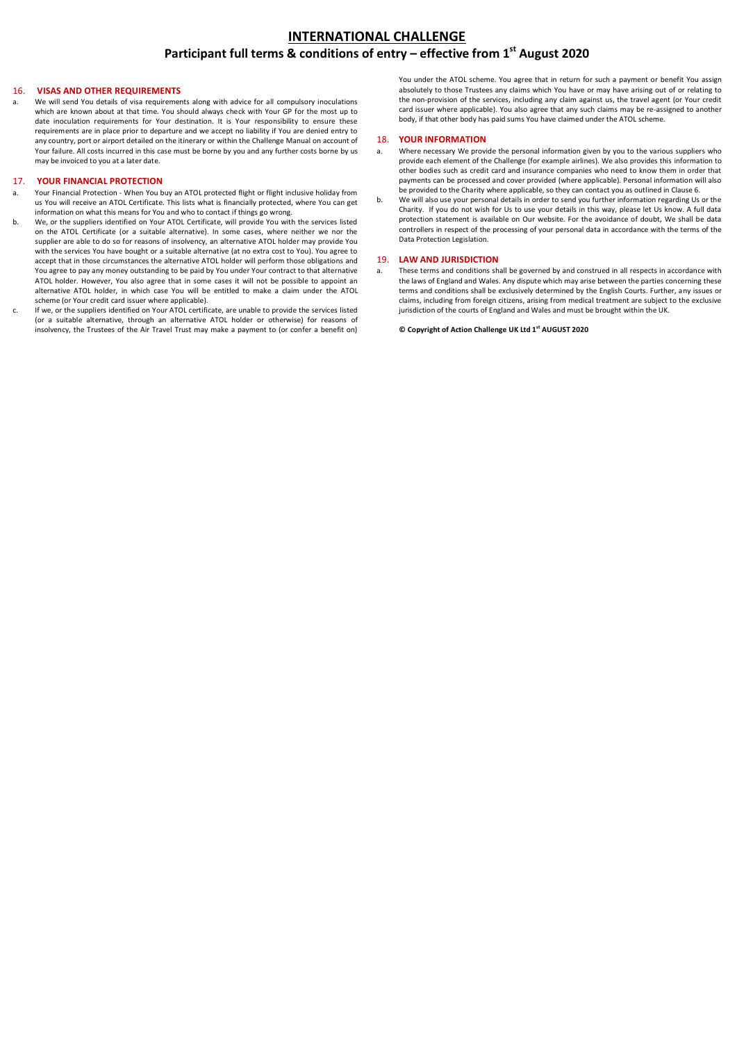# INTERNATIONAL CHALLENGE

## Participant full terms & conditions of entry – effective from 1st August 2020

### 16. VISAS AND OTHER REQUIREMENTS

a. We will send You details of visa requirements along with advice for all compulsory inoculations which are known about at that time. You should always check with Your GP for the most up to date inoculation requirements for Your destination. It is Your responsibility to ensure these requirements are in place prior to departure and we accept no liability if You are denied entry to any country, port or airport detailed on the itinerary or within the Challenge Manual on account of Your failure. All costs incurred in this case must be borne by you and any further costs borne by us may be invoiced to you at a later date.

### 17. YOUR FINANCIAL PROTECTION

a. Your Financial Protection - When You buy an ATOL protected flight or flight inclusive holiday from us You will receive an ATOL Certificate. This lists what is financially protected, where You can get information on what this means for You and who to contact if things go wrong.

b. We, or the suppliers identified on Your ATOL Certificate, will provide You with the services listed on the ATOL Certificate (or a suitable alternative). In some cases, where neither we nor the supplier are able to do so for reasons of insolvency, an alternative ATOL holder may provide You with the services You have bought or a suitable alternative (at no extra cost to You). You agree to accept that in those circumstances the alternative ATOL holder will perform those obligations and You agree to pay any money outstanding to be paid by You under Your contract to that alternative ATOL holder. However, You also agree that in some cases it will not be possible to appoint an alternative ATOL holder, in which case You will be entitled to make a claim under the ATOL scheme (or Your credit card issuer where applicable).

c. If we, or the suppliers identified on Your ATOL certificate, are unable to provide the services listed (or a suitable alternative, through an alternative ATOL holder or otherwise) for reasons of insolvency, the Trustees of the Air Travel Trust may make a payment to (or confer a benefit on) You under the ATOL scheme. You agree that in return for such a payment or benefit You assign absolutely to those Trustees any claims which You have or may have arising out of or relating to the non-provision of the services, including any claim against us, the travel agent (or Your credit card issuer where applicable). You also agree that any such claims may be re-assigned to another body, if that other body has paid sums You have claimed under the ATOL scheme.

### 18. YOUR INFORMATION

a. Where necessary We provide the personal information given by you to the various suppliers who provide each element of the Challenge (for example airlines). We also provides this information to other bodies such as credit card and insurance companies who need to know them in order that payments can be processed and cover provided (where applicable). Personal information will also be provided to the Charity where applicable, so they can contact you as outlined in Clause 6.

b. We will also use your personal details in order to send you further information regarding Us or the Charity. If you do not wish for Us to use your details in this way, please let Us know. A full data protection statement is available on Our website. For the avoidance of doubt, We shall be data controllers in respect of the processing of your personal data in accordance with the terms of the Data Protection Legislation.

### 19. LAW AND JURISDICTION

a. These terms and conditions shall be governed by and construed in all respects in accordance with the laws of England and Wales. Any dispute which may arise between the parties concerning these terms and conditions shall be exclusively determined by the English Courts. Further, any issues or claims, including from foreign citizens, arising from medical treatment are subject to the exclusive jurisdiction of the courts of England and Wales and must be brought within the UK.

**© Copyright of Action Challenge UK Ltd 1st AUGUST 2020**